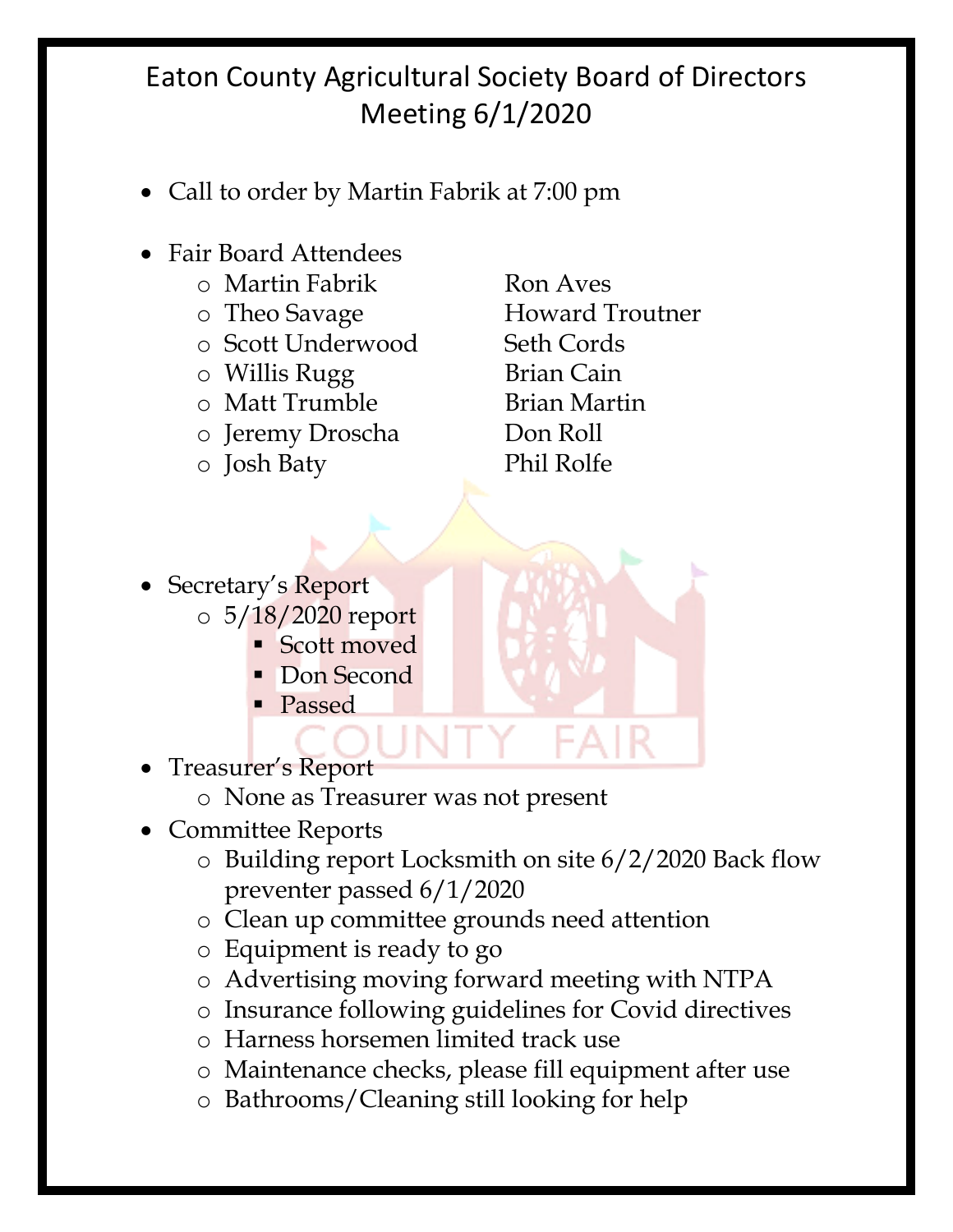# Eaton County Agricultural Society Board of Directors Meeting 6/1/2020

- Call to order by Martin Fabrik at 7:00 pm

- Fair Board Attendees
  - Martin Fabrik
  - Theo Savage
  - Scott Underwood
  - Willis Rugg
  - Matt Trumble
  - Jeremy Droscha
  - Josh Baty
  - Ron Aves
  - Howard Troutner
  - Seth Cords
  - Brian Cain
  - Brian Martin
  - Don Roll
  - Phil Rolfe

- Secretary's Report
  - 5/18/2020 report
    - Scott moved
    - Don Second
    - Passed

- Treasurer's Report
  - None as Treasurer was not present
- Committee Reports
  - Building report Locksmith on site 6/2/2020 Back flow preventer passed 6/1/2020
  - Clean up committee grounds need attention
  - Equipment is ready to go
  - Advertising moving forward meeting with NTPA
  - Insurance following guidelines for Covid directives
  - Harness horsemen limited track use
  - Maintenance checks, please fill equipment after use
  - Bathrooms/Cleaning still looking for help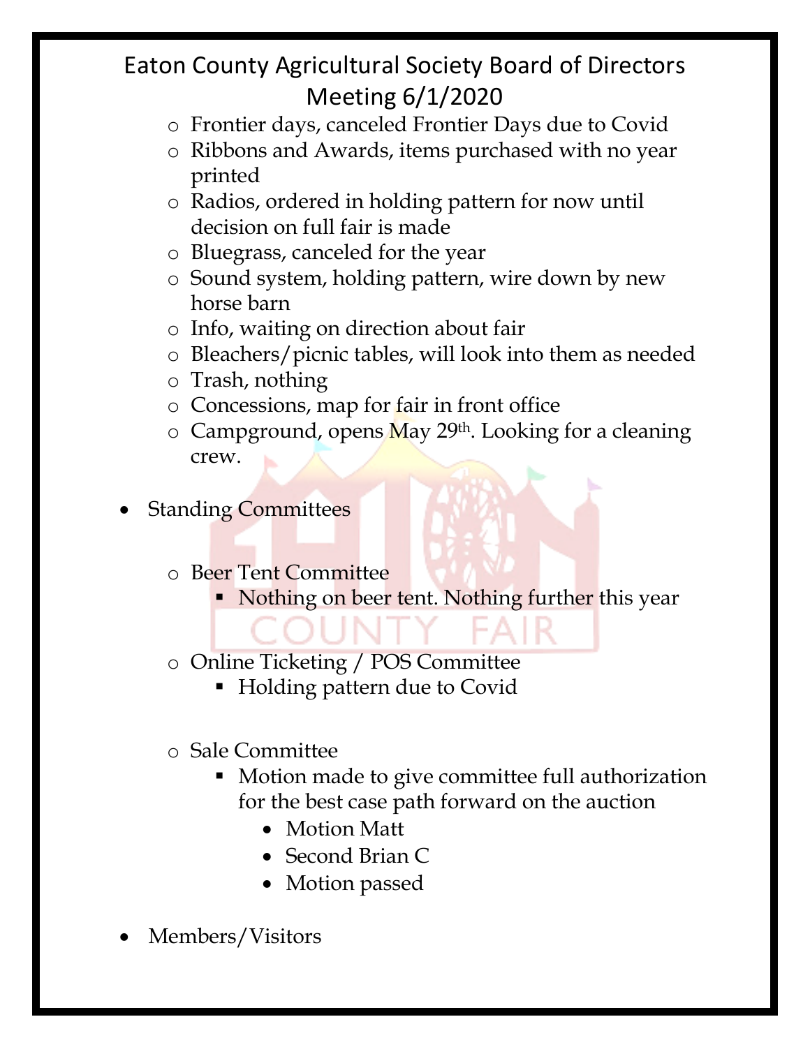# Eaton County Agricultural Society Board of Directors Meeting 6/1/2020

  - Frontier days, canceled Frontier Days due to Covid
  - Ribbons and Awards, items purchased with no year printed
  - Radios, ordered in holding pattern for now until decision on full fair is made
  - Bluegrass, canceled for the year
  - Sound system, holding pattern, wire down by new horse barn
  - Info, waiting on direction about fair
  - Bleachers/picnic tables, will look into them as needed
  - Trash, nothing
  - Concessions, map for fair in front office
  - Campground, opens May 29th. Looking for a cleaning crew.

- Standing Committees
  - Beer Tent Committee
    - Nothing on beer tent. Nothing further this year
  - Online Ticketing / POS Committee
    - Holding pattern due to Covid
  - Sale Committee
    - Motion made to give committee full authorization for the best case path forward on the auction
      - Motion Matt
      - Second Brian C
      - Motion passed
- Members/Visitors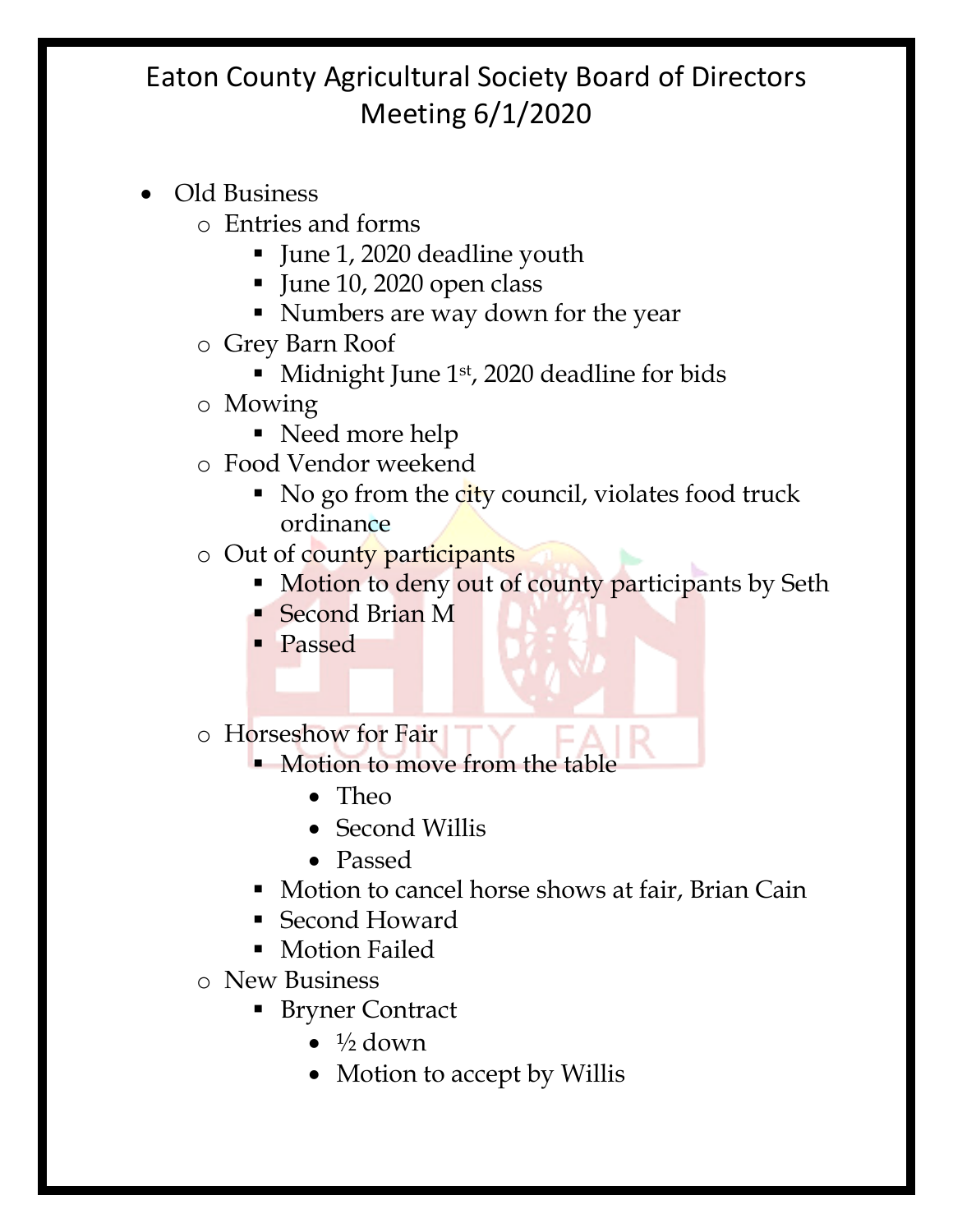# Eaton County Agricultural Society Board of Directors Meeting 6/1/2020

- Old Business
  - Entries and forms
    - June 1, 2020 deadline youth
    - June 10, 2020 open class
    - Numbers are way down for the year
  - Grey Barn Roof
    - Midnight June 1st, 2020 deadline for bids
  - Mowing
    - Need more help
  - Food Vendor weekend
    - No go from the city council, violates food truck ordinance
  - Out of county participants
    - Motion to deny out of county participants by Seth
    - Second Brian M
    - Passed
  - Horseshow for Fair
    - Motion to move from the table
      - Theo
      - Second Willis
      - Passed
    - Motion to cancel horse shows at fair, Brian Cain
    - Second Howard
    - Motion Failed
  - New Business
    - Bryner Contract
      - ½ down
      - Motion to accept by Willis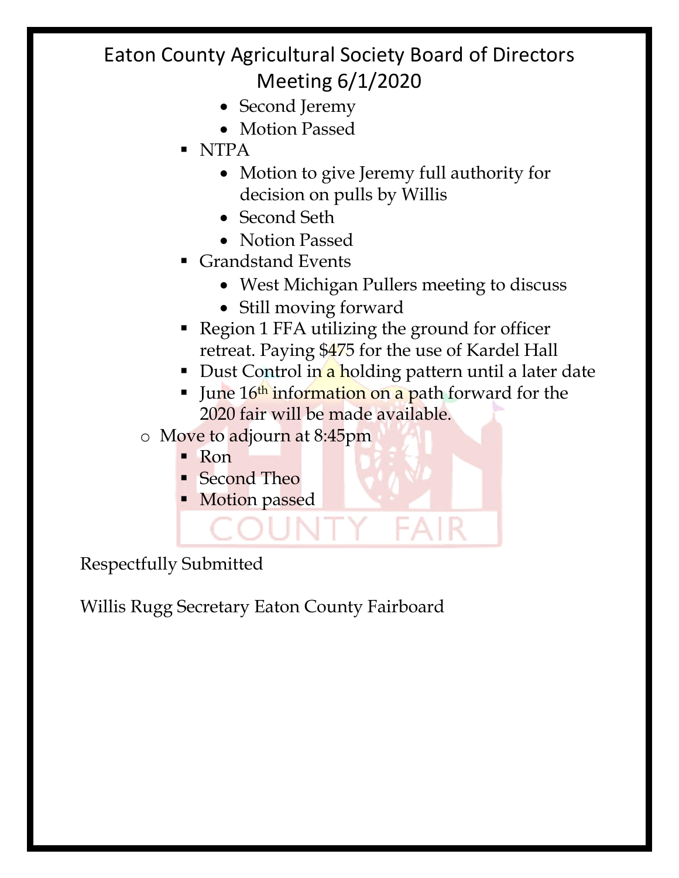# Eaton County Agricultural Society Board of Directors Meeting 6/1/2020

        - Second Jeremy
        - Motion Passed
    - NTPA
        - Motion to give Jeremy full authority for decision on pulls by Willis
        - Second Seth
        - Notion Passed
    - Grandstand Events
        - West Michigan Pullers meeting to discuss
        - Still moving forward
    - Region 1 FFA utilizing the ground for officer retreat. Paying $475 for the use of Kardel Hall
    - Dust Control in a holding pattern until a later date
    - June 16th information on a path forward for the 2020 fair will be made available.
- Move to adjourn at 8:45pm
    - Ron
    - Second Theo
    - Motion passed

Respectfully Submitted

Willis Rugg Secretary Eaton County Fairboard